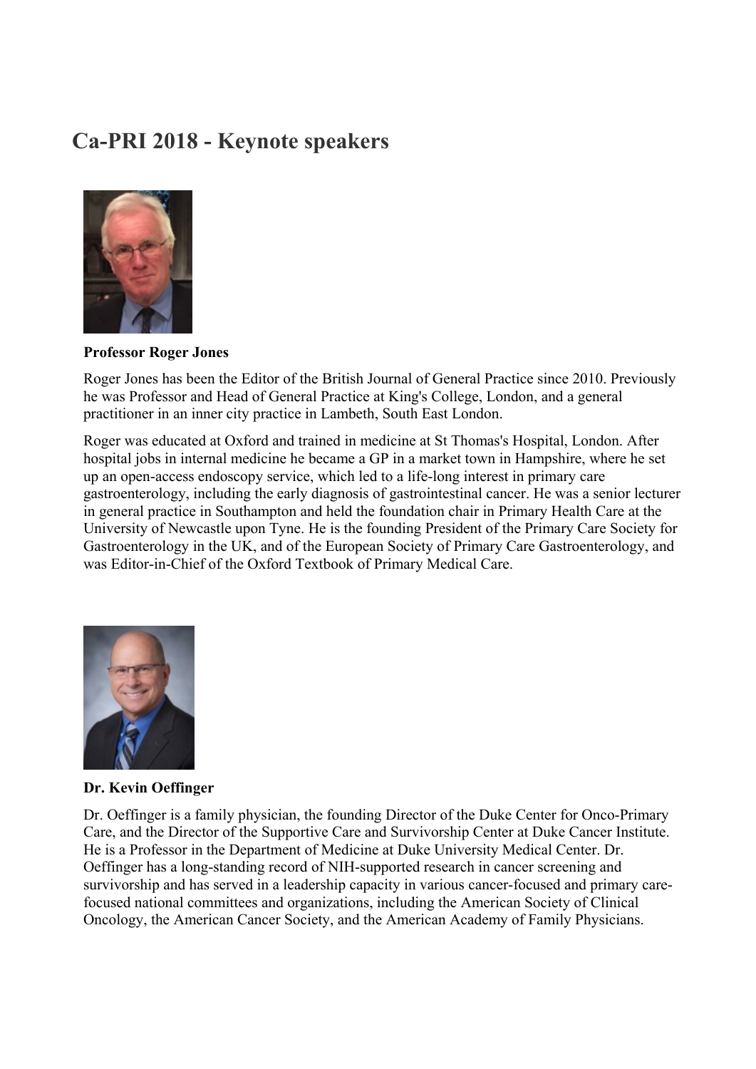# Ca-PRI 2018 - Keynote speakers

**Professor Roger Jones**

Roger Jones has been the Editor of the British Journal of General Practice since 2010. Previously he was Professor and Head of General Practice at King's College, London, and a general practitioner in an inner city practice in Lambeth, South East London.

Roger was educated at Oxford and trained in medicine at St Thomas's Hospital, London. After hospital jobs in internal medicine he became a GP in a market town in Hampshire, where he set up an open-access endoscopy service, which led to a life-long interest in primary care gastroenterology, including the early diagnosis of gastrointestinal cancer. He was a senior lecturer in general practice in Southampton and held the foundation chair in Primary Health Care at the University of Newcastle upon Tyne. He is the founding President of the Primary Care Society for Gastroenterology in the UK, and of the European Society of Primary Care Gastroenterology, and was Editor-in-Chief of the Oxford Textbook of Primary Medical Care.

**Dr. Kevin Oeffinger**

Dr. Oeffinger is a family physician, the founding Director of the Duke Center for Onco-Primary Care, and the Director of the Supportive Care and Survivorship Center at Duke Cancer Institute. He is a Professor in the Department of Medicine at Duke University Medical Center. Dr. Oeffinger has a long-standing record of NIH-supported research in cancer screening and survivorship and has served in a leadership capacity in various cancer-focused and primary care-focused national committees and organizations, including the American Society of Clinical Oncology, the American Cancer Society, and the American Academy of Family Physicians.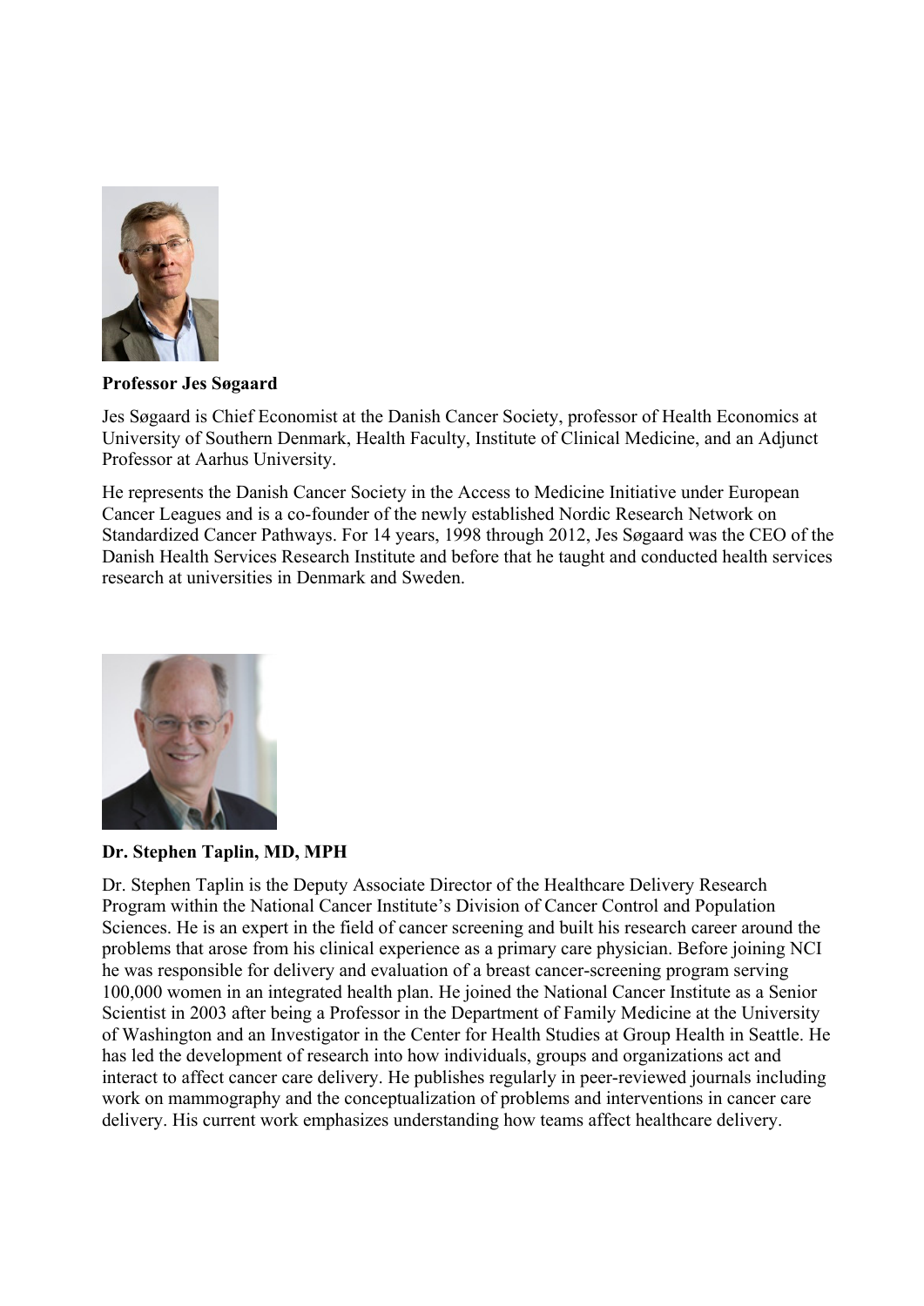**Professor Jes Søgaard**

Jes Søgaard is Chief Economist at the Danish Cancer Society, professor of Health Economics at University of Southern Denmark, Health Faculty, Institute of Clinical Medicine, and an Adjunct Professor at Aarhus University.

He represents the Danish Cancer Society in the Access to Medicine Initiative under European Cancer Leagues and is a co-founder of the newly established Nordic Research Network on Standardized Cancer Pathways. For 14 years, 1998 through 2012, Jes Søgaard was the CEO of the Danish Health Services Research Institute and before that he taught and conducted health services research at universities in Denmark and Sweden.

**Dr. Stephen Taplin, MD, MPH**

Dr. Stephen Taplin is the Deputy Associate Director of the Healthcare Delivery Research Program within the National Cancer Institute's Division of Cancer Control and Population Sciences. He is an expert in the field of cancer screening and built his research career around the problems that arose from his clinical experience as a primary care physician. Before joining NCI he was responsible for delivery and evaluation of a breast cancer-screening program serving 100,000 women in an integrated health plan. He joined the National Cancer Institute as a Senior Scientist in 2003 after being a Professor in the Department of Family Medicine at the University of Washington and an Investigator in the Center for Health Studies at Group Health in Seattle. He has led the development of research into how individuals, groups and organizations act and interact to affect cancer care delivery. He publishes regularly in peer-reviewed journals including work on mammography and the conceptualization of problems and interventions in cancer care delivery. His current work emphasizes understanding how teams affect healthcare delivery.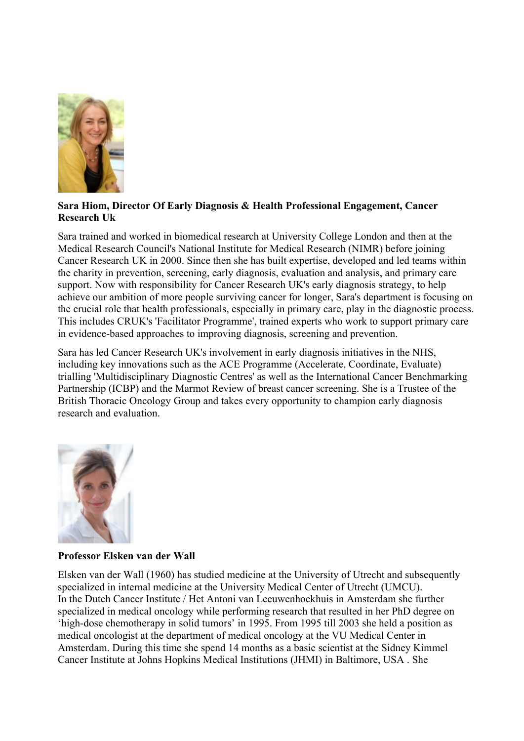**Sara Hiom, Director Of Early Diagnosis & Health Professional Engagement, Cancer Research Uk**

Sara trained and worked in biomedical research at University College London and then at the Medical Research Council's National Institute for Medical Research (NIMR) before joining Cancer Research UK in 2000. Since then she has built expertise, developed and led teams within the charity in prevention, screening, early diagnosis, evaluation and analysis, and primary care support. Now with responsibility for Cancer Research UK's early diagnosis strategy, to help achieve our ambition of more people surviving cancer for longer, Sara's department is focusing on the crucial role that health professionals, especially in primary care, play in the diagnostic process. This includes CRUK's 'Facilitator Programme', trained experts who work to support primary care in evidence-based approaches to improving diagnosis, screening and prevention.

Sara has led Cancer Research UK's involvement in early diagnosis initiatives in the NHS, including key innovations such as the ACE Programme (Accelerate, Coordinate, Evaluate) trialling 'Multidisciplinary Diagnostic Centres' as well as the International Cancer Benchmarking Partnership (ICBP) and the Marmot Review of breast cancer screening. She is a Trustee of the British Thoracic Oncology Group and takes every opportunity to champion early diagnosis research and evaluation.

**Professor Elsken van der Wall**

Elsken van der Wall (1960) has studied medicine at the University of Utrecht and subsequently specialized in internal medicine at the University Medical Center of Utrecht (UMCU).
In the Dutch Cancer Institute / Het Antoni van Leeuwenhoekhuis in Amsterdam she further specialized in medical oncology while performing research that resulted in her PhD degree on 'high-dose chemotherapy in solid tumors' in 1995. From 1995 till 2003 she held a position as medical oncologist at the department of medical oncology at the VU Medical Center in Amsterdam. During this time she spend 14 months as a basic scientist at the Sidney Kimmel Cancer Institute at Johns Hopkins Medical Institutions (JHMI) in Baltimore, USA . She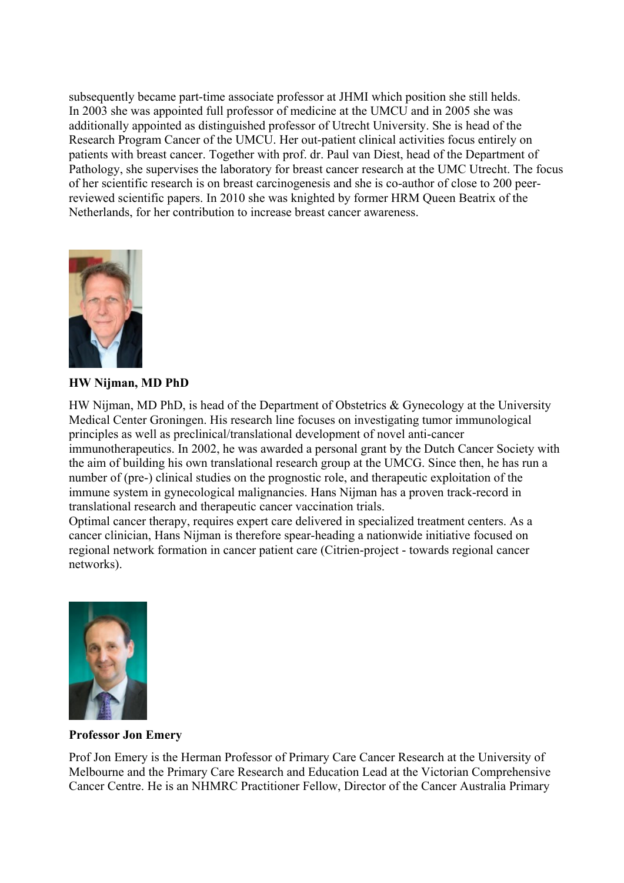subsequently became part-time associate professor at JHMI which position she still helds. In 2003 she was appointed full professor of medicine at the UMCU and in 2005 she was additionally appointed as distinguished professor of Utrecht University. She is head of the Research Program Cancer of the UMCU. Her out-patient clinical activities focus entirely on patients with breast cancer. Together with prof. dr. Paul van Diest, head of the Department of Pathology, she supervises the laboratory for breast cancer research at the UMC Utrecht. The focus of her scientific research is on breast carcinogenesis and she is co-author of close to 200 peer-reviewed scientific papers. In 2010 she was knighted by former HRM Queen Beatrix of the Netherlands, for her contribution to increase breast cancer awareness.

**HW Nijman, MD PhD**

HW Nijman, MD PhD, is head of the Department of Obstetrics & Gynecology at the University Medical Center Groningen. His research line focuses on investigating tumor immunological principles as well as preclinical/translational development of novel anti-cancer immunotherapeutics. In 2002, he was awarded a personal grant by the Dutch Cancer Society with the aim of building his own translational research group at the UMCG. Since then, he has run a number of (pre-) clinical studies on the prognostic role, and therapeutic exploitation of the immune system in gynecological malignancies. Hans Nijman has a proven track-record in translational research and therapeutic cancer vaccination trials.
Optimal cancer therapy, requires expert care delivered in specialized treatment centers. As a cancer clinician, Hans Nijman is therefore spear-heading a nationwide initiative focused on regional network formation in cancer patient care (Citrien-project - towards regional cancer networks).

**Professor Jon Emery**

Prof Jon Emery is the Herman Professor of Primary Care Cancer Research at the University of Melbourne and the Primary Care Research and Education Lead at the Victorian Comprehensive Cancer Centre. He is an NHMRC Practitioner Fellow, Director of the Cancer Australia Primary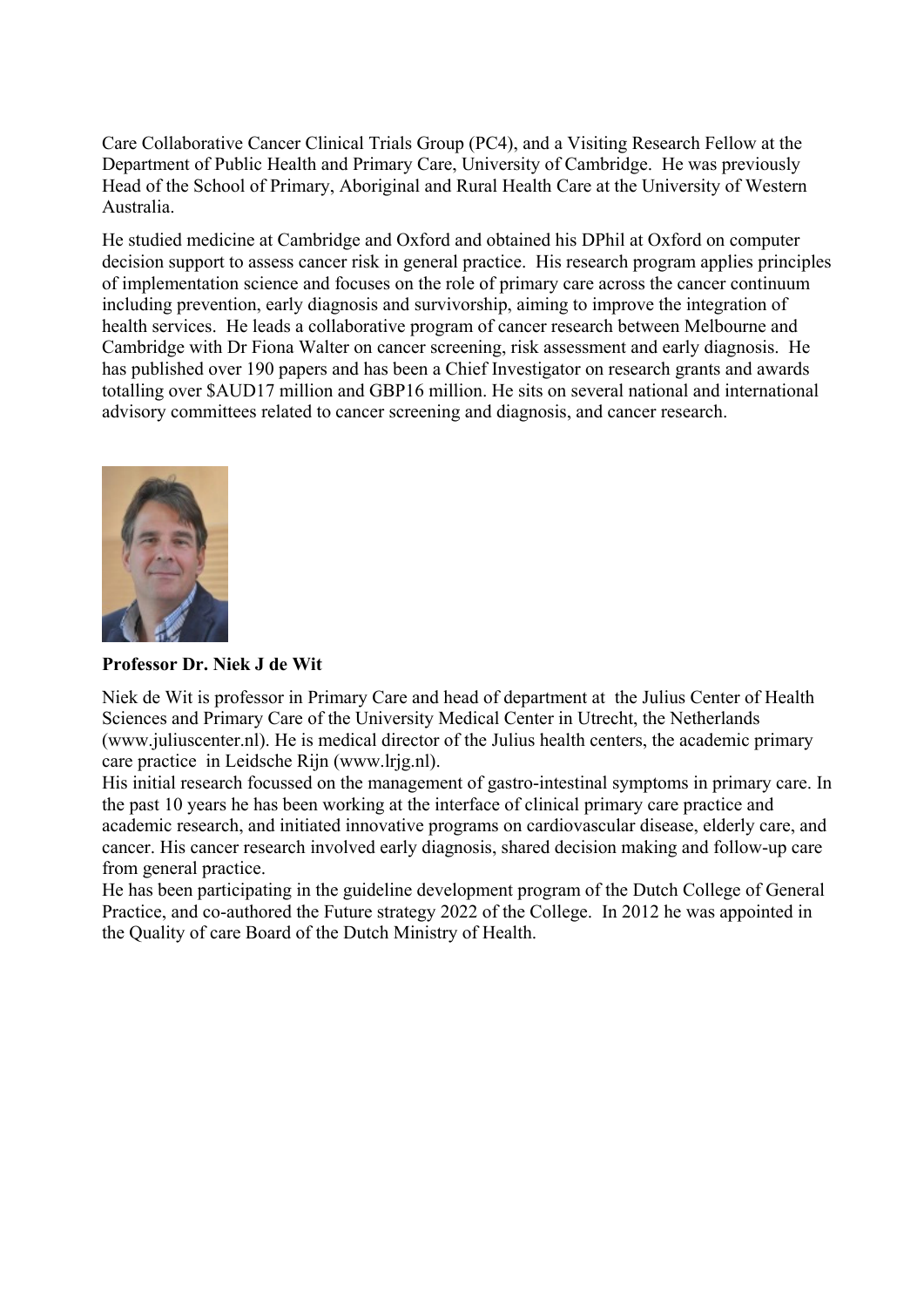Care Collaborative Cancer Clinical Trials Group (PC4), and a Visiting Research Fellow at the Department of Public Health and Primary Care, University of Cambridge. He was previously Head of the School of Primary, Aboriginal and Rural Health Care at the University of Western Australia.

He studied medicine at Cambridge and Oxford and obtained his DPhil at Oxford on computer decision support to assess cancer risk in general practice. His research program applies principles of implementation science and focuses on the role of primary care across the cancer continuum including prevention, early diagnosis and survivorship, aiming to improve the integration of health services. He leads a collaborative program of cancer research between Melbourne and Cambridge with Dr Fiona Walter on cancer screening, risk assessment and early diagnosis. He has published over 190 papers and has been a Chief Investigator on research grants and awards totalling over $AUD17 million and GBP16 million. He sits on several national and international advisory committees related to cancer screening and diagnosis, and cancer research.

**Professor Dr. Niek J de Wit**

Niek de Wit is professor in Primary Care and head of department at the Julius Center of Health Sciences and Primary Care of the University Medical Center in Utrecht, the Netherlands (www.juliuscenter.nl). He is medical director of the Julius health centers, the academic primary care practice in Leidsche Rijn (www.lrjg.nl).

His initial research focussed on the management of gastro-intestinal symptoms in primary care. In the past 10 years he has been working at the interface of clinical primary care practice and academic research, and initiated innovative programs on cardiovascular disease, elderly care, and cancer. His cancer research involved early diagnosis, shared decision making and follow-up care from general practice.

He has been participating in the guideline development program of the Dutch College of General Practice, and co-authored the Future strategy 2022 of the College. In 2012 he was appointed in the Quality of care Board of the Dutch Ministry of Health.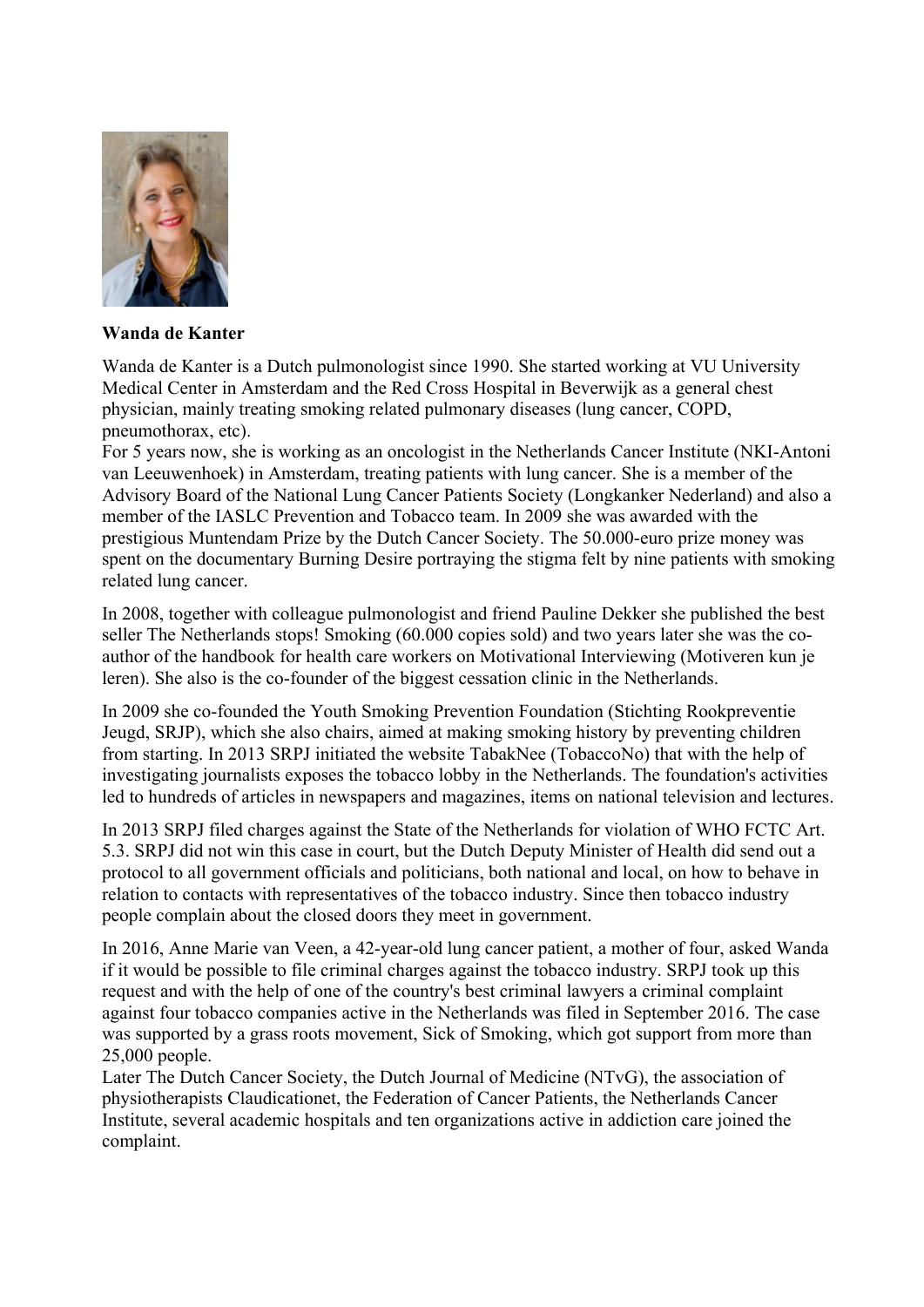**Wanda de Kanter**

Wanda de Kanter is a Dutch pulmonologist since 1990. She started working at VU University Medical Center in Amsterdam and the Red Cross Hospital in Beverwijk as a general chest physician, mainly treating smoking related pulmonary diseases (lung cancer, COPD, pneumothorax, etc).
For 5 years now, she is working as an oncologist in the Netherlands Cancer Institute (NKI-Antoni van Leeuwenhoek) in Amsterdam, treating patients with lung cancer. She is a member of the Advisory Board of the National Lung Cancer Patients Society (Longkanker Nederland) and also a member of the IASLC Prevention and Tobacco team. In 2009 she was awarded with the prestigious Muntendam Prize by the Dutch Cancer Society. The 50.000-euro prize money was spent on the documentary Burning Desire portraying the stigma felt by nine patients with smoking related lung cancer.

In 2008, together with colleague pulmonologist and friend Pauline Dekker she published the best seller The Netherlands stops! Smoking (60.000 copies sold) and two years later she was the co-author of the handbook for health care workers on Motivational Interviewing (Motiveren kun je leren). She also is the co-founder of the biggest cessation clinic in the Netherlands.

In 2009 she co-founded the Youth Smoking Prevention Foundation (Stichting Rookpreventie Jeugd, SRJP), which she also chairs, aimed at making smoking history by preventing children from starting. In 2013 SRPJ initiated the website TabakNee (TobaccoNo) that with the help of investigating journalists exposes the tobacco lobby in the Netherlands. The foundation's activities led to hundreds of articles in newspapers and magazines, items on national television and lectures.

In 2013 SRPJ filed charges against the State of the Netherlands for violation of WHO FCTC Art. 5.3. SRPJ did not win this case in court, but the Dutch Deputy Minister of Health did send out a protocol to all government officials and politicians, both national and local, on how to behave in relation to contacts with representatives of the tobacco industry. Since then tobacco industry people complain about the closed doors they meet in government.

In 2016, Anne Marie van Veen, a 42-year-old lung cancer patient, a mother of four, asked Wanda if it would be possible to file criminal charges against the tobacco industry. SRPJ took up this request and with the help of one of the country's best criminal lawyers a criminal complaint against four tobacco companies active in the Netherlands was filed in September 2016. The case was supported by a grass roots movement, Sick of Smoking, which got support from more than 25,000 people.
Later The Dutch Cancer Society, the Dutch Journal of Medicine (NTvG), the association of physiotherapists Claudicationet, the Federation of Cancer Patients, the Netherlands Cancer Institute, several academic hospitals and ten organizations active in addiction care joined the complaint.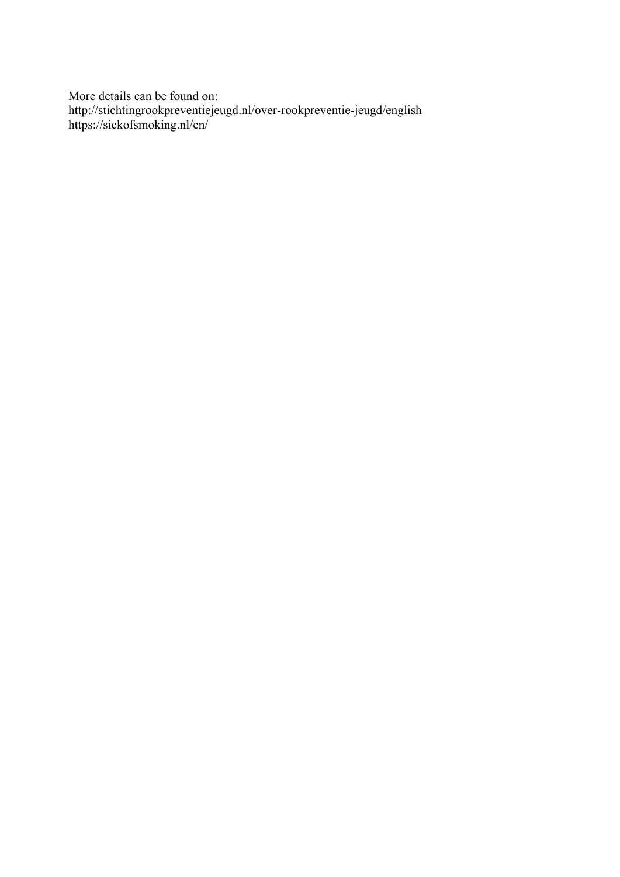More details can be found on:
http://stichtingrookpreventiejeugd.nl/over-rookpreventie-jeugd/english
https://sickofsmoking.nl/en/